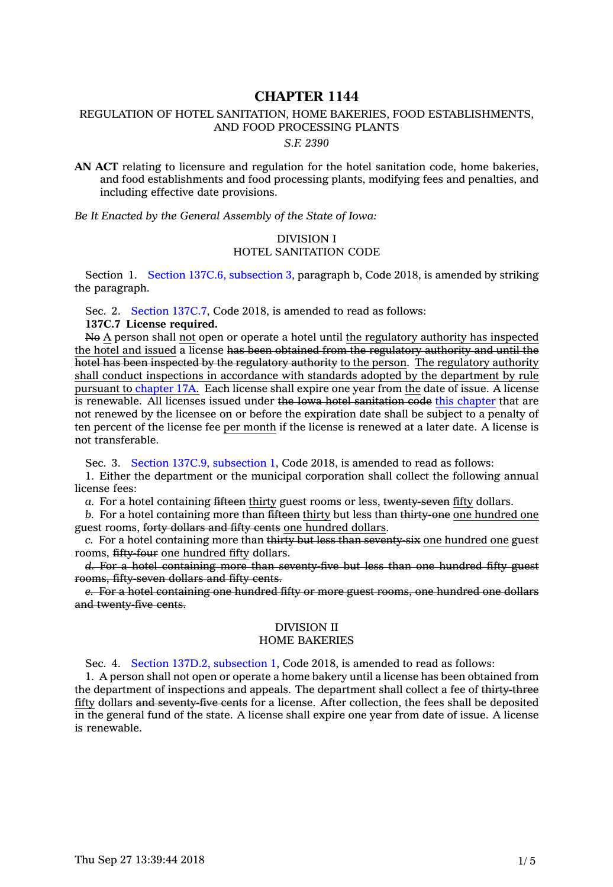# CHAPTER 1144

## REGULATION OF HOTEL SANITATION, HOME BAKERIES, FOOD ESTABLISHMENTS, AND FOOD PROCESSING PLANTS

*S.F. 2390*

**AN ACT** relating to licensure and regulation for the hotel sanitation code, home bakeries, and food establishments and food processing plants, modifying fees and penalties, and including effective date provisions.

*Be It Enacted by the General Assembly of the State of Iowa:*

### DIVISION I
### HOTEL SANITATION CODE

Section 1. Section 137C.6, subsection 3, paragraph b, Code 2018, is amended by striking the paragraph.

Sec. 2. Section 137C.7, Code 2018, is amended to read as follows:

**137C.7 License required.**

~~No~~ <u>A</u> person shall <u>not</u> open or operate a hotel until <u>the regulatory authority has inspected the hotel and issued</u> a license ~~has been obtained from the regulatory authority and until the hotel has been inspected by the regulatory authority~~ <u>to the person</u>. <u>The regulatory authority shall conduct inspections in accordance with standards adopted by the department by rule pursuant to chapter 17A.</u> Each license shall expire one year from <u>the</u> date of issue. A license is renewable. All licenses issued under ~~the Iowa hotel sanitation code~~ <u>this chapter</u> that are not renewed by the licensee on or before the expiration date shall be subject to a penalty of ten percent of the license fee <u>per month</u> if the license is renewed at a later date. A license is not transferable.

Sec. 3. Section 137C.9, subsection 1, Code 2018, is amended to read as follows:

1. Either the department or the municipal corporation shall collect the following annual license fees:

*a.* For a hotel containing ~~fifteen~~ <u>thirty</u> guest rooms or less, ~~twenty-seven~~ <u>fifty</u> dollars.

*b.* For a hotel containing more than ~~fifteen~~ <u>thirty</u> but less than ~~thirty-one~~ <u>one hundred one</u> guest rooms, ~~forty dollars and fifty cents~~ <u>one hundred dollars</u>.

*c.* For a hotel containing more than ~~thirty but less than seventy-six~~ <u>one hundred one</u> guest rooms, ~~fifty-four~~ <u>one hundred fifty</u> dollars.

~~*d.* For a hotel containing more than seventy-five but less than one hundred fifty guest rooms, fifty-seven dollars and fifty cents.~~

~~*e.* For a hotel containing one hundred fifty or more guest rooms, one hundred one dollars and twenty-five cents.~~

### DIVISION II
### HOME BAKERIES

Sec. 4. Section 137D.2, subsection 1, Code 2018, is amended to read as follows:

1. A person shall not open or operate a home bakery until a license has been obtained from the department of inspections and appeals. The department shall collect a fee of ~~thirty-three~~ <u>fifty</u> dollars ~~and seventy-five cents~~ for a license. After collection, the fees shall be deposited in the general fund of the state. A license shall expire one year from date of issue. A license is renewable.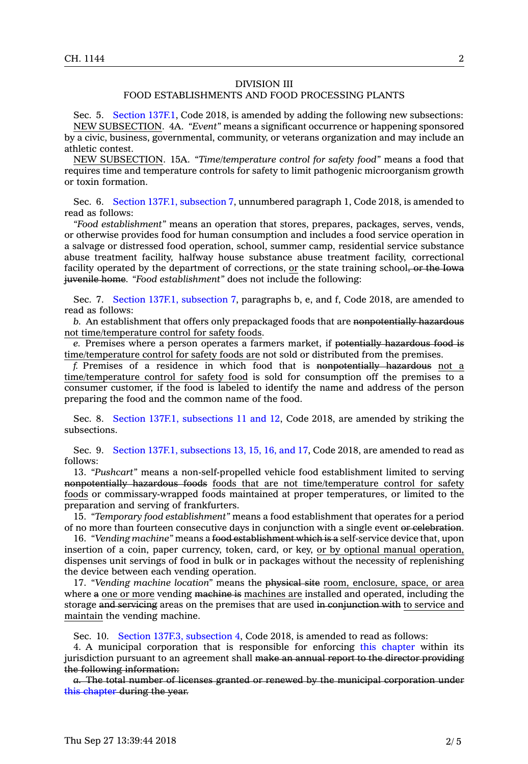## DIVISION III

## FOOD ESTABLISHMENTS AND FOOD PROCESSING PLANTS

Sec. 5. Section 137F.1, Code 2018, is amended by adding the following new subsections:

NEW SUBSECTION. 4A. *"Event"* means a significant occurrence or happening sponsored by a civic, business, governmental, community, or veterans organization and may include an athletic contest.

NEW SUBSECTION. 15A. *"Time/temperature control for safety food"* means a food that requires time and temperature controls for safety to limit pathogenic microorganism growth or toxin formation.

Sec. 6. Section 137F.1, subsection 7, unnumbered paragraph 1, Code 2018, is amended to read as follows:

*"Food establishment"* means an operation that stores, prepares, packages, serves, vends, or otherwise provides food for human consumption and includes a food service operation in a salvage or distressed food operation, school, summer camp, residential service substance abuse treatment facility, halfway house substance abuse treatment facility, correctional facility operated by the department of corrections, or the state training school~~, or the Iowa juvenile home~~. *"Food establishment"* does not include the following:

Sec. 7. Section 137F.1, subsection 7, paragraphs b, e, and f, Code 2018, are amended to read as follows:

*b.* An establishment that offers only prepackaged foods that are ~~nonpotentially hazardous~~ not time/temperature control for safety foods.

*e.* Premises where a person operates a farmers market, if ~~potentially hazardous food is~~ time/temperature control for safety foods are not sold or distributed from the premises.

*f.* Premises of a residence in which food that is ~~nonpotentially hazardous~~ not a time/temperature control for safety food is sold for consumption off the premises to a consumer customer, if the food is labeled to identify the name and address of the person preparing the food and the common name of the food.

Sec. 8. Section 137F.1, subsections 11 and 12, Code 2018, are amended by striking the subsections.

Sec. 9. Section 137F.1, subsections 13, 15, 16, and 17, Code 2018, are amended to read as follows:

13. *"Pushcart"* means a non-self-propelled vehicle food establishment limited to serving ~~nonpotentially hazardous foods~~ foods that are not time/temperature control for safety foods or commissary-wrapped foods maintained at proper temperatures, or limited to the preparation and serving of frankfurters.

15. *"Temporary food establishment"* means a food establishment that operates for a period of no more than fourteen consecutive days in conjunction with a single event ~~or celebration~~.

16. *"Vending machine"* means a ~~food establishment which is a~~ self-service device that, upon insertion of a coin, paper currency, token, card, or key, or by optional manual operation, dispenses unit servings of food in bulk or in packages without the necessity of replenishing the device between each vending operation.

17. *"Vending machine location"* means the ~~physical site~~ room, enclosure, space, or area where ~~a~~ one or more vending ~~machine is~~ machines are installed and operated, including the storage ~~and servicing~~ areas on the premises that are used ~~in conjunction with~~ to service and maintain the vending machine.

Sec. 10. Section 137F.3, subsection 4, Code 2018, is amended to read as follows:

4. A municipal corporation that is responsible for enforcing this chapter within its jurisdiction pursuant to an agreement shall ~~make an annual report to the director providing the following information:~~

~~*a.* The total number of licenses granted or renewed by the municipal corporation under this chapter during the year.~~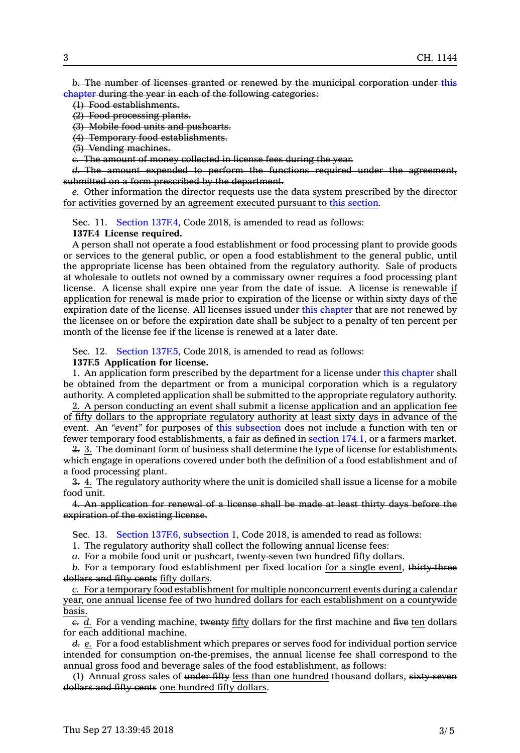~~*b.* The number of licenses granted or renewed by the municipal corporation under this chapter during the year in each of the following categories:~~

~~(1) Food establishments.~~

~~(2) Food processing plants.~~

~~(3) Mobile food units and pushcarts.~~

~~(4) Temporary food establishments.~~

~~(5) Vending machines.~~

~~*c.* The amount of money collected in license fees during the year.~~

~~*d.* The amount expended to perform the functions required under the agreement, submitted on a form prescribed by the department.~~

~~*e.* Other information the director requests~~ use the data system prescribed by the director for activities governed by an agreement executed pursuant to this section.

Sec. 11. Section 137F.4, Code 2018, is amended to read as follows:

**137F.4 License required.**

A person shall not operate a food establishment or food processing plant to provide goods or services to the general public, or open a food establishment to the general public, until the appropriate license has been obtained from the regulatory authority. Sale of products at wholesale to outlets not owned by a commissary owner requires a food processing plant license. A license shall expire one year from the date of issue. A license is renewable if application for renewal is made prior to expiration of the license or within sixty days of the expiration date of the license. All licenses issued under this chapter that are not renewed by the licensee on or before the expiration date shall be subject to a penalty of ten percent per month of the license fee if the license is renewed at a later date.

Sec. 12. Section 137F.5, Code 2018, is amended to read as follows:

**137F.5 Application for license.**

1. An application form prescribed by the department for a license under this chapter shall be obtained from the department or from a municipal corporation which is a regulatory authority. A completed application shall be submitted to the appropriate regulatory authority.

2. A person conducting an event shall submit a license application and an application fee of fifty dollars to the appropriate regulatory authority at least sixty days in advance of the event. An *"event"* for purposes of this subsection does not include a function with ten or fewer temporary food establishments, a fair as defined in section 174.1, or a farmers market.

~~2.~~ 3. The dominant form of business shall determine the type of license for establishments which engage in operations covered under both the definition of a food establishment and of a food processing plant.

~~3.~~ 4. The regulatory authority where the unit is domiciled shall issue a license for a mobile food unit.

~~4. An application for renewal of a license shall be made at least thirty days before the expiration of the existing license.~~

Sec. 13. Section 137F.6, subsection 1, Code 2018, is amended to read as follows:

1. The regulatory authority shall collect the following annual license fees:

*a.* For a mobile food unit or pushcart, ~~twenty-seven~~ two hundred fifty dollars.

*b.* For a temporary food establishment per fixed location for a single event, ~~thirty-three dollars and fifty cents~~ fifty dollars.

*c.* For a temporary food establishment for multiple nonconcurrent events during a calendar year, one annual license fee of two hundred dollars for each establishment on a countywide basis.

~~*c.*~~ *d.* For a vending machine, ~~twenty~~ fifty dollars for the first machine and ~~five~~ ten dollars for each additional machine.

~~*d.*~~ *e.* For a food establishment which prepares or serves food for individual portion service intended for consumption on-the-premises, the annual license fee shall correspond to the annual gross food and beverage sales of the food establishment, as follows:

(1) Annual gross sales of ~~under fifty~~ less than one hundred thousand dollars, ~~sixty-seven dollars and fifty cents~~ one hundred fifty dollars.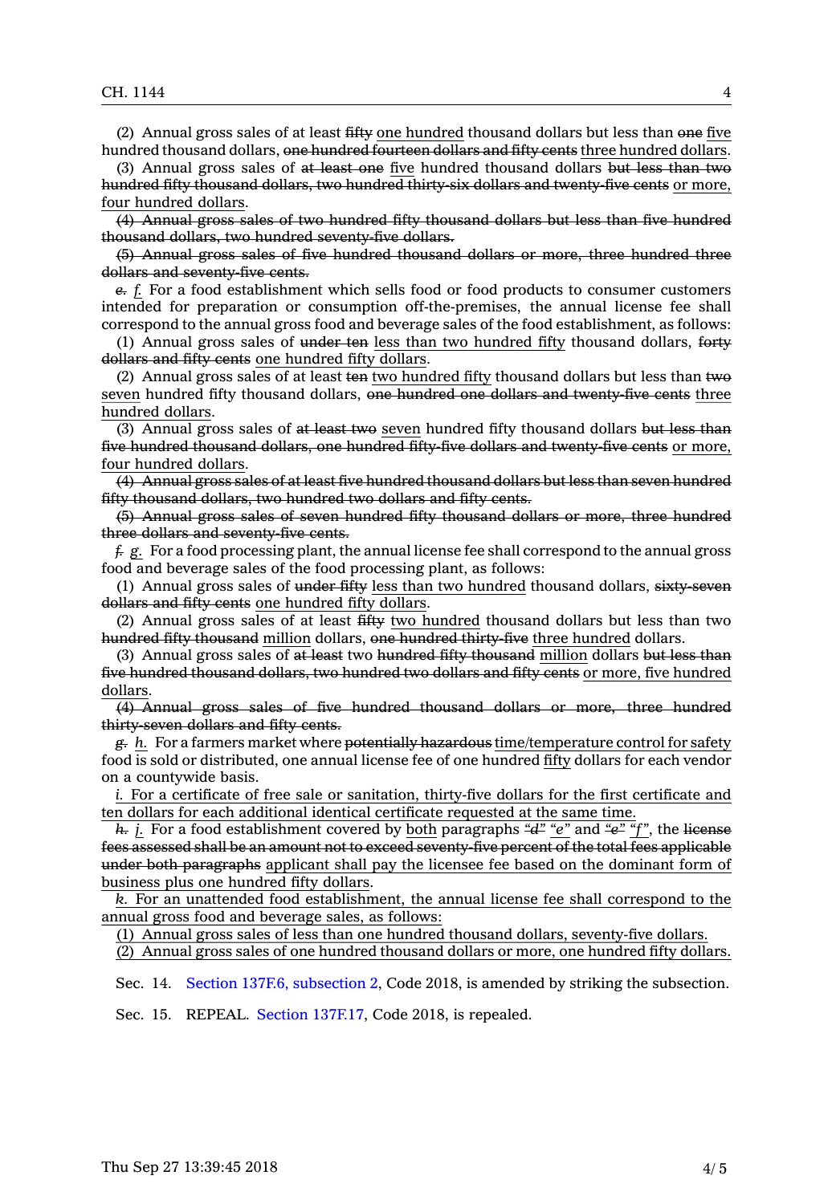(2) Annual gross sales of at least ~~fifty~~ <u>one hundred</u> thousand dollars but less than ~~one~~ <u>five</u> hundred thousand dollars, ~~one hundred fourteen dollars and fifty cents~~ <u>three hundred dollars</u>.

(3) Annual gross sales of ~~at least one~~ <u>five</u> hundred thousand dollars ~~but less than two hundred fifty thousand dollars, two hundred thirty-six dollars and twenty-five cents~~ <u>or more, four hundred dollars</u>.

~~(4) Annual gross sales of two hundred fifty thousand dollars but less than five hundred thousand dollars, two hundred seventy-five dollars.~~

~~(5) Annual gross sales of five hundred thousand dollars or more, three hundred three dollars and seventy-five cents.~~

~~*e.*~~ <u>*f.*</u> For a food establishment which sells food or food products to consumer customers intended for preparation or consumption off-the-premises, the annual license fee shall correspond to the annual gross food and beverage sales of the food establishment, as follows:

(1) Annual gross sales of ~~under ten~~ <u>less than two hundred fifty</u> thousand dollars, ~~forty dollars and fifty cents~~ <u>one hundred fifty dollars</u>.

(2) Annual gross sales of at least ~~ten~~ <u>two hundred fifty</u> thousand dollars but less than ~~two~~ <u>seven</u> hundred fifty thousand dollars, ~~one hundred one dollars and twenty-five cents~~ <u>three hundred dollars</u>.

(3) Annual gross sales of ~~at least two~~ <u>seven</u> hundred fifty thousand dollars ~~but less than five hundred thousand dollars, one hundred fifty-five dollars and twenty-five cents~~ <u>or more, four hundred dollars</u>.

~~(4) Annual gross sales of at least five hundred thousand dollars but less than seven hundred fifty thousand dollars, two hundred two dollars and fifty cents.~~

~~(5) Annual gross sales of seven hundred fifty thousand dollars or more, three hundred three dollars and seventy-five cents.~~

~~*f.*~~ <u>*g.*</u> For a food processing plant, the annual license fee shall correspond to the annual gross food and beverage sales of the food processing plant, as follows:

(1) Annual gross sales of ~~under fifty~~ <u>less than two hundred</u> thousand dollars, ~~sixty-seven dollars and fifty cents~~ <u>one hundred fifty dollars</u>.

(2) Annual gross sales of at least ~~fifty~~ <u>two hundred</u> thousand dollars but less than two ~~hundred fifty thousand~~ <u>million</u> dollars, ~~one hundred thirty-five~~ <u>three hundred</u> dollars.

(3) Annual gross sales of ~~at least~~ two ~~hundred fifty thousand~~ <u>million</u> dollars ~~but less than five hundred thousand dollars, two hundred two dollars and fifty cents~~ <u>or more, five hundred dollars</u>.

~~(4) Annual gross sales of five hundred thousand dollars or more, three hundred thirty-seven dollars and fifty cents.~~

~~*g.*~~ <u>*h.*</u> For a farmers market where ~~potentially hazardous~~ <u>time/temperature control for safety</u> food is sold or distributed, one annual license fee of one hundred <u>fifty</u> dollars for each vendor on a countywide basis.

<u>*i.* For a certificate of free sale or sanitation, thirty-five dollars for the first certificate and ten dollars for each additional identical certificate requested at the same time.</u>

~~*h.*~~ <u>*j.*</u> For a food establishment covered by <u>both</u> paragraphs ~~"*d*"~~ <u>"*e*"</u> and ~~"*e*"~~ <u>"*f*"</u>, the ~~license fees assessed shall be an amount not to exceed seventy-five percent of the total fees applicable under both paragraphs~~ <u>applicant shall pay the licensee fee based on the dominant form of business plus one hundred fifty dollars</u>.

<u>*k.* For an unattended food establishment, the annual license fee shall correspond to the annual gross food and beverage sales, as follows:</u>

<u>(1) Annual gross sales of less than one hundred thousand dollars, seventy-five dollars.</u>

<u>(2) Annual gross sales of one hundred thousand dollars or more, one hundred fifty dollars.</u>

Sec. 14. Section 137F.6, subsection 2, Code 2018, is amended by striking the subsection.

Sec. 15. REPEAL. Section 137F.17, Code 2018, is repealed.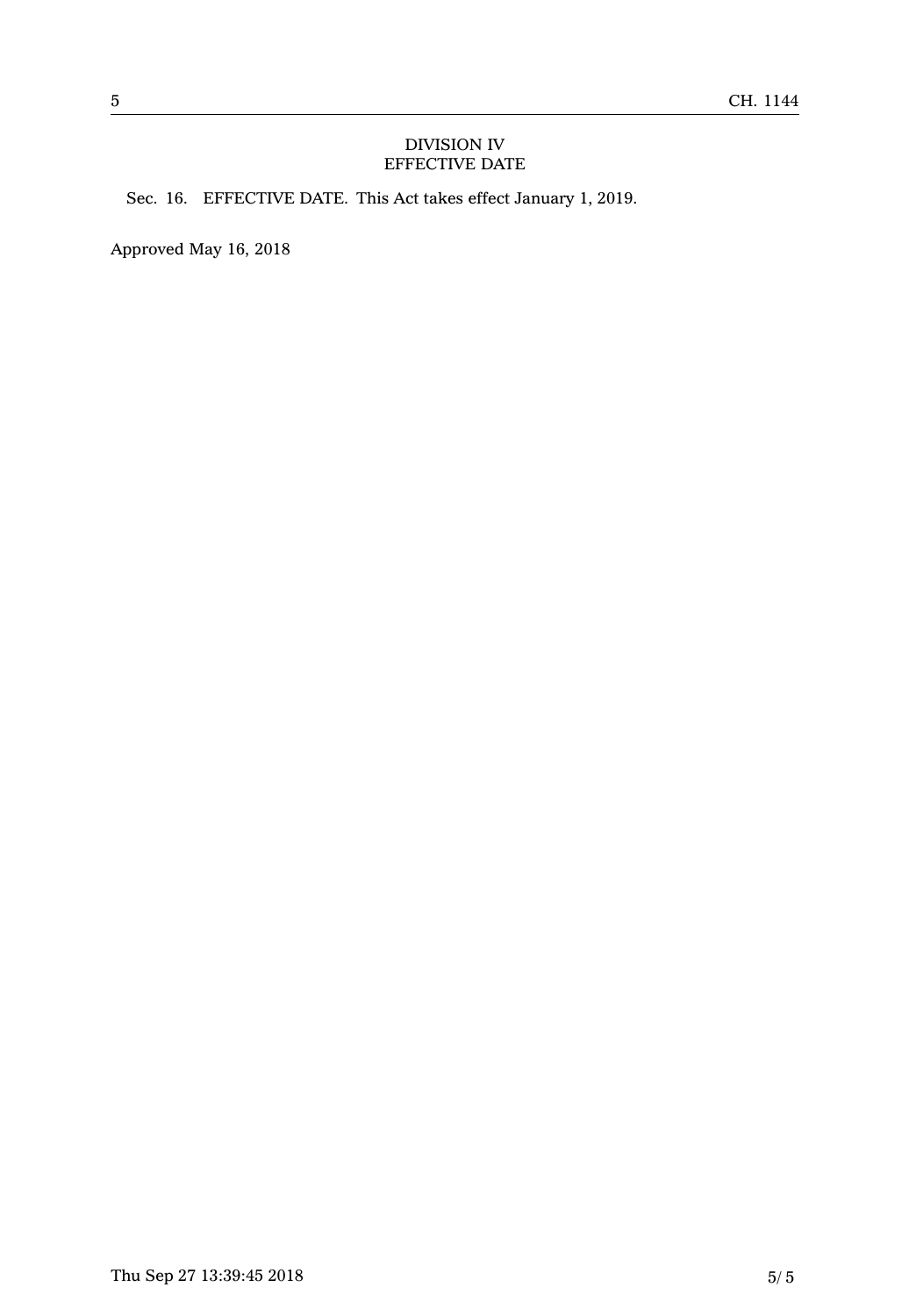DIVISION IV
EFFECTIVE DATE

Sec. 16. EFFECTIVE DATE. This Act takes effect January 1, 2019.

Approved May 16, 2018